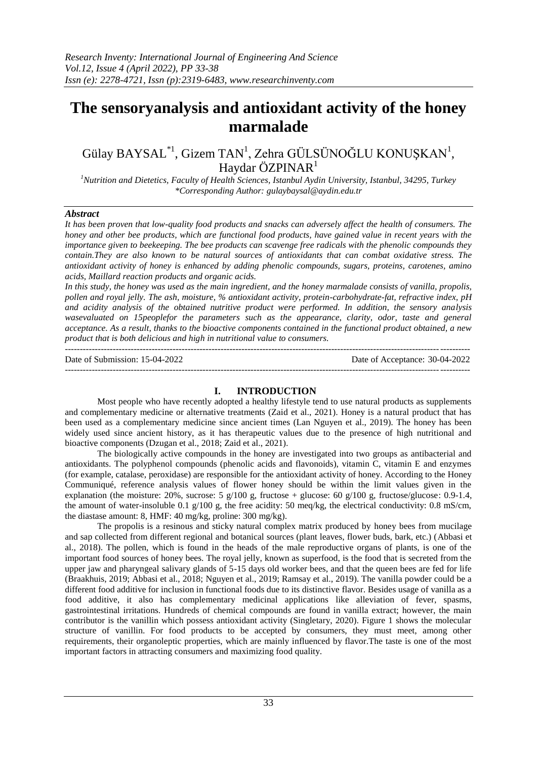# The sensoryanalysis and antioxidant activity of the honey marmalade

Gülay BAYSAL[*1], Gizem TAN[1], Zehra GÜLSÜNOĞLU KONUŞKAN[1], Haydar ÖZPINAR[1]

[1]*Nutrition and Dietetics, Faculty of Health Sciences, Istanbul Aydin University, Istanbul, 34295, Turkey*
*\*Corresponding Author: gulaybaysal@aydin.edu.tr*

### *Abstract*

*It has been proven that low-quality food products and snacks can adversely affect the health of consumers. The honey and other bee products, which are functional food products, have gained value in recent years with the importance given to beekeeping. The bee products can scavenge free radicals with the phenolic compounds they contain.They are also known to be natural sources of antioxidants that can combat oxidative stress. The antioxidant activity of honey is enhanced by adding phenolic compounds, sugars, proteins, carotenes, amino acids, Maillard reaction products and organic acids.*

*In this study, the honey was used as the main ingredient, and the honey marmalade consists of vanilla, propolis, pollen and royal jelly. The ash, moisture, % antioxidant activity, protein-carbohydrate-fat, refractive index, pH and acidity analysis of the obtained nutritive product were performed. In addition, the sensory analysis wasevaluated on 15peoplefor the parameters such as the appearance, clarity, odor, taste and general acceptance. As a result, thanks to the bioactive components contained in the functional product obtained, a new product that is both delicious and high in nutritional value to consumers.*

---

Date of Submission: 15-04-2022 Date of Acceptance: 30-04-2022

---

## I. INTRODUCTION

Most people who have recently adopted a healthy lifestyle tend to use natural products as supplements and complementary medicine or alternative treatments (Zaid et al., 2021). Honey is a natural product that has been used as a complementary medicine since ancient times (Lan Nguyen et al., 2019). The honey has been widely used since ancient history, as it has therapeutic values due to the presence of high nutritional and bioactive components (Dzugan et al., 2018; Zaid et al., 2021).

The biologically active compounds in the honey are investigated into two groups as antibacterial and antioxidants. The polyphenol compounds (phenolic acids and flavonoids), vitamin C, vitamin E and enzymes (for example, catalase, peroxidase) are responsible for the antioxidant activity of honey. According to the Honey Communiqué, reference analysis values of flower honey should be within the limit values given in the explanation (the moisture: 20%, sucrose: 5 g/100 g, fructose + glucose: 60 g/100 g, fructose/glucose: 0.9-1.4, the amount of water-insoluble 0.1 g/100 g, the free acidity: 50 meq/kg, the electrical conductivity: 0.8 mS/cm, the diastase amount: 8, HMF: 40 mg/kg, proline: 300 mg/kg).

The propolis is a resinous and sticky natural complex matrix produced by honey bees from mucilage and sap collected from different regional and botanical sources (plant leaves, flower buds, bark, etc.) (Abbasi et al., 2018). The pollen, which is found in the heads of the male reproductive organs of plants, is one of the important food sources of honey bees. The royal jelly, known as superfood, is the food that is secreted from the upper jaw and pharyngeal salivary glands of 5-15 days old worker bees, and that the queen bees are fed for life (Braakhuis, 2019; Abbasi et al., 2018; Nguyen et al., 2019; Ramsay et al., 2019). The vanilla powder could be a different food additive for inclusion in functional foods due to its distinctive flavor. Besides usage of vanilla as a food additive, it also has complementary medicinal applications like alleviation of fever, spasms, gastrointestinal irritations. Hundreds of chemical compounds are found in vanilla extract; however, the main contributor is the vanillin which possess antioxidant activity (Singletary, 2020). Figure 1 shows the molecular structure of vanillin. For food products to be accepted by consumers, they must meet, among other requirements, their organoleptic properties, which are mainly influenced by flavor.The taste is one of the most important factors in attracting consumers and maximizing food quality.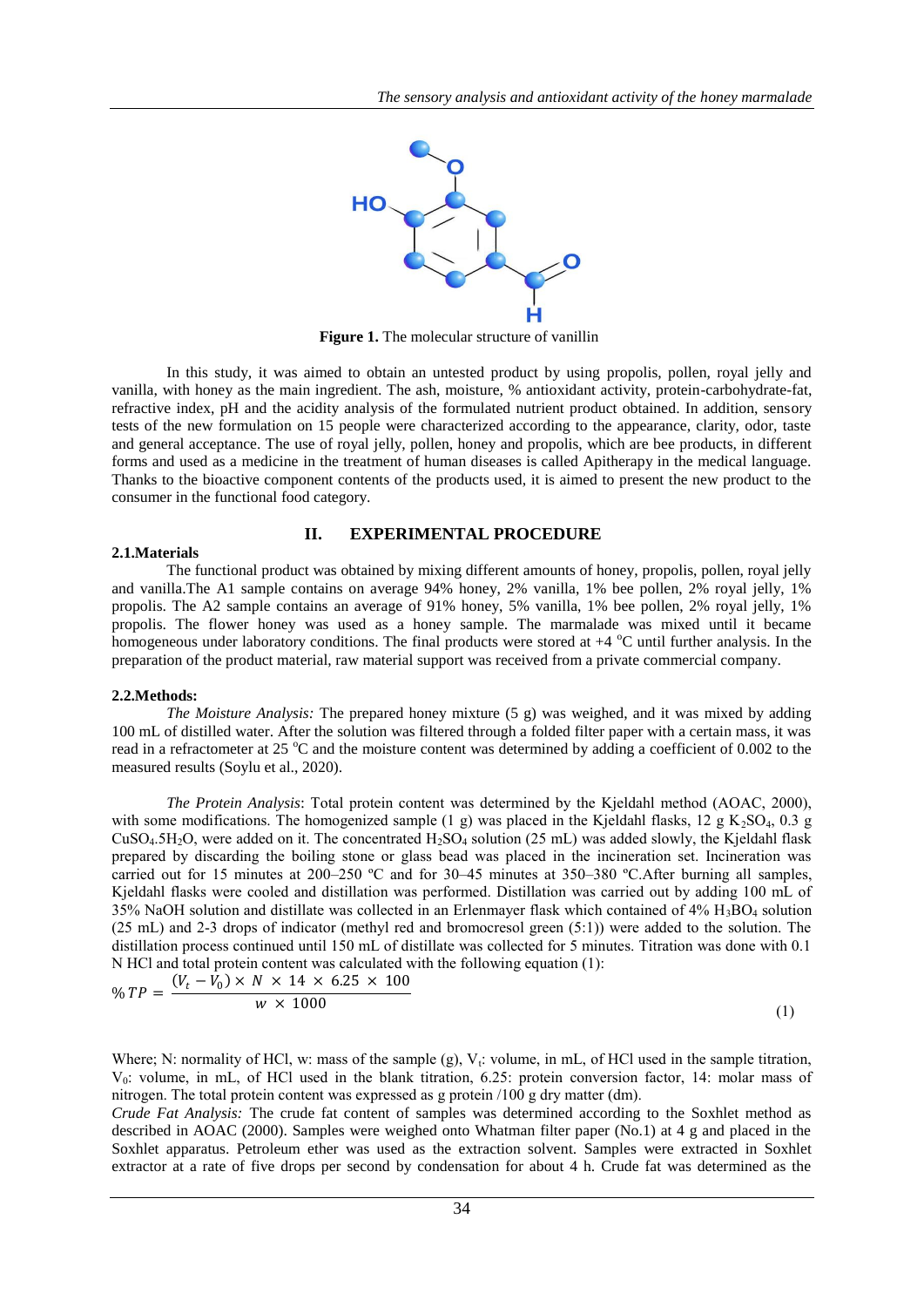**Figure 1.** The molecular structure of vanillin

In this study, it was aimed to obtain an untested product by using propolis, pollen, royal jelly and vanilla, with honey as the main ingredient. The ash, moisture, % antioxidant activity, protein-carbohydrate-fat, refractive index, pH and the acidity analysis of the formulated nutrient product obtained. In addition, sensory tests of the new formulation on 15 people were characterized according to the appearance, clarity, odor, taste and general acceptance. The use of royal jelly, pollen, honey and propolis, which are bee products, in different forms and used as a medicine in the treatment of human diseases is called Apitherapy in the medical language. Thanks to the bioactive component contents of the products used, it is aimed to present the new product to the consumer in the functional food category.

## II. EXPERIMENTAL PROCEDURE

### 2.1.Materials

The functional product was obtained by mixing different amounts of honey, propolis, pollen, royal jelly and vanilla.The A1 sample contains on average 94% honey, 2% vanilla, 1% bee pollen, 2% royal jelly, 1% propolis. The A2 sample contains an average of 91% honey, 5% vanilla, 1% bee pollen, 2% royal jelly, 1% propolis. The flower honey was used as a honey sample. The marmalade was mixed until it became homogeneous under laboratory conditions. The final products were stored at +4 °C until further analysis. In the preparation of the product material, raw material support was received from a private commercial company.

### 2.2.Methods:

*The Moisture Analysis:* The prepared honey mixture (5 g) was weighed, and it was mixed by adding 100 mL of distilled water. After the solution was filtered through a folded filter paper with a certain mass, it was read in a refractometer at 25 °C and the moisture content was determined by adding a coefficient of 0.002 to the measured results (Soylu et al., 2020).

*The Protein Analysis*: Total protein content was determined by the Kjeldahl method (AOAC, 2000), with some modifications. The homogenized sample (1 g) was placed in the Kjeldahl flasks, 12 g $K_2SO_4$, 0.3 g $CuSO_4.5H_2O$, were added on it. The concentrated $H_2SO_4$ solution (25 mL) was added slowly, the Kjeldahl flask prepared by discarding the boiling stone or glass bead was placed in the incineration set. Incineration was carried out for 15 minutes at 200–250 ºC and for 30–45 minutes at 350–380 ºC.After burning all samples, Kjeldahl flasks were cooled and distillation was performed. Distillation was carried out by adding 100 mL of 35% NaOH solution and distillate was collected in an Erlenmayer flask which contained of 4% $H_3BO_4$ solution (25 mL) and 2-3 drops of indicator (methyl red and bromocresol green (5:1)) were added to the solution. The distillation process continued until 150 mL of distillate was collected for 5 minutes. Titration was done with 0.1 N HCl and total protein content was calculated with the following equation (1):

$$\% TP = \frac{(V_t - V_0) \times N \times 14 \times 6.25 \times 100}{w \times 1000} \quad (1)$$

Where; N: normality of HCl, w: mass of the sample (g), $V_t$: volume, in mL, of HCl used in the sample titration, $V_0$: volume, in mL, of HCl used in the blank titration, 6.25: protein conversion factor, 14: molar mass of nitrogen. The total protein content was expressed as g protein /100 g dry matter (dm).

*Crude Fat Analysis:* The crude fat content of samples was determined according to the Soxhlet method as described in AOAC (2000). Samples were weighed onto Whatman filter paper (No.1) at 4 g and placed in the Soxhlet apparatus. Petroleum ether was used as the extraction solvent. Samples were extracted in Soxhlet extractor at a rate of five drops per second by condensation for about 4 h. Crude fat was determined as the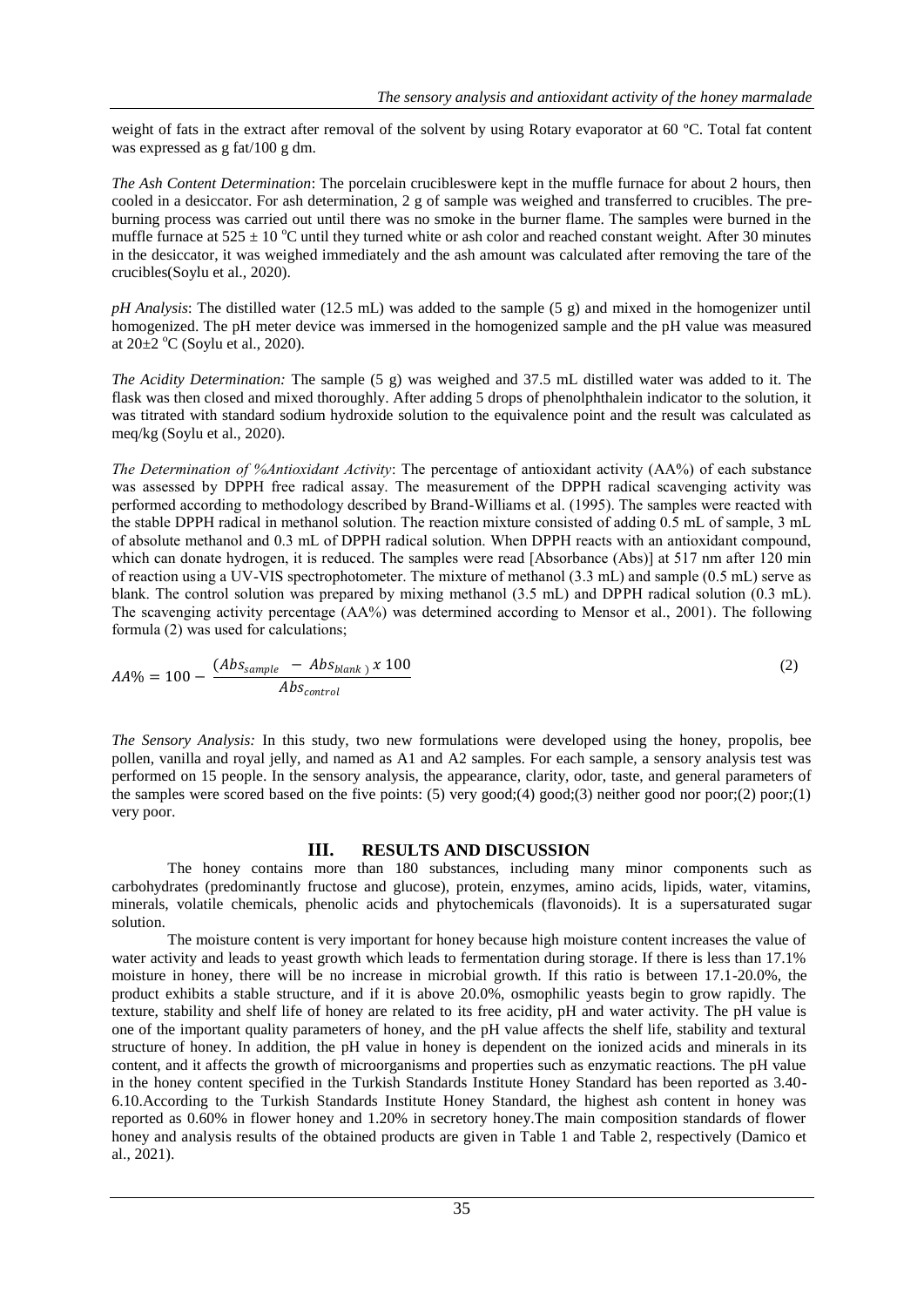weight of fats in the extract after removal of the solvent by using Rotary evaporator at 60 ºC. Total fat content was expressed as g fat/100 g dm.

*The Ash Content Determination*: The porcelain crucibleswere kept in the muffle furnace for about 2 hours, then cooled in a desiccator. For ash determination, 2 g of sample was weighed and transferred to crucibles. The pre-burning process was carried out until there was no smoke in the burner flame. The samples were burned in the muffle furnace at $525 \pm 10$ °C until they turned white or ash color and reached constant weight. After 30 minutes in the desiccator, it was weighed immediately and the ash amount was calculated after removing the tare of the crucibles(Soylu et al., 2020).

*pH Analysis*: The distilled water (12.5 mL) was added to the sample (5 g) and mixed in the homogenizer until homogenized. The pH meter device was immersed in the homogenized sample and the pH value was measured at $20\pm2$ °C (Soylu et al., 2020).

*The Acidity Determination:* The sample (5 g) was weighed and 37.5 mL distilled water was added to it. The flask was then closed and mixed thoroughly. After adding 5 drops of phenolphthalein indicator to the solution, it was titrated with standard sodium hydroxide solution to the equivalence point and the result was calculated as meq/kg (Soylu et al., 2020).

*The Determination of %Antioxidant Activity*: The percentage of antioxidant activity (AA%) of each substance was assessed by DPPH free radical assay. The measurement of the DPPH radical scavenging activity was performed according to methodology described by Brand-Williams et al. (1995). The samples were reacted with the stable DPPH radical in methanol solution. The reaction mixture consisted of adding 0.5 mL of sample, 3 mL of absolute methanol and 0.3 mL of DPPH radical solution. When DPPH reacts with an antioxidant compound, which can donate hydrogen, it is reduced. The samples were read [Absorbance (Abs)] at 517 nm after 120 min of reaction using a UV-VIS spectrophotometer. The mixture of methanol (3.3 mL) and sample (0.5 mL) serve as blank. The control solution was prepared by mixing methanol (3.5 mL) and DPPH radical solution (0.3 mL). The scavenging activity percentage (AA%) was determined according to Mensor et al., 2001). The following formula (2) was used for calculations;

$$AA\% = 100 - \frac{(Abs_{sample} - Abs_{blank}) \times 100}{Abs_{control}} \tag{2}$$

*The Sensory Analysis:* In this study, two new formulations were developed using the honey, propolis, bee pollen, vanilla and royal jelly, and named as A1 and A2 samples. For each sample, a sensory analysis test was performed on 15 people. In the sensory analysis, the appearance, clarity, odor, taste, and general parameters of the samples were scored based on the five points: (5) very good;(4) good;(3) neither good nor poor;(2) poor;(1) very poor.

## III. RESULTS AND DISCUSSION

The honey contains more than 180 substances, including many minor components such as carbohydrates (predominantly fructose and glucose), protein, enzymes, amino acids, lipids, water, vitamins, minerals, volatile chemicals, phenolic acids and phytochemicals (flavonoids). It is a supersaturated sugar solution.

The moisture content is very important for honey because high moisture content increases the value of water activity and leads to yeast growth which leads to fermentation during storage. If there is less than 17.1% moisture in honey, there will be no increase in microbial growth. If this ratio is between 17.1-20.0%, the product exhibits a stable structure, and if it is above 20.0%, osmophilic yeasts begin to grow rapidly. The texture, stability and shelf life of honey are related to its free acidity, pH and water activity. The pH value is one of the important quality parameters of honey, and the pH value affects the shelf life, stability and textural structure of honey. In addition, the pH value in honey is dependent on the ionized acids and minerals in its content, and it affects the growth of microorganisms and properties such as enzymatic reactions. The pH value in the honey content specified in the Turkish Standards Institute Honey Standard has been reported as 3.40-6.10.According to the Turkish Standards Institute Honey Standard, the highest ash content in honey was reported as 0.60% in flower honey and 1.20% in secretory honey.The main composition standards of flower honey and analysis results of the obtained products are given in Table 1 and Table 2, respectively (Damico et al., 2021).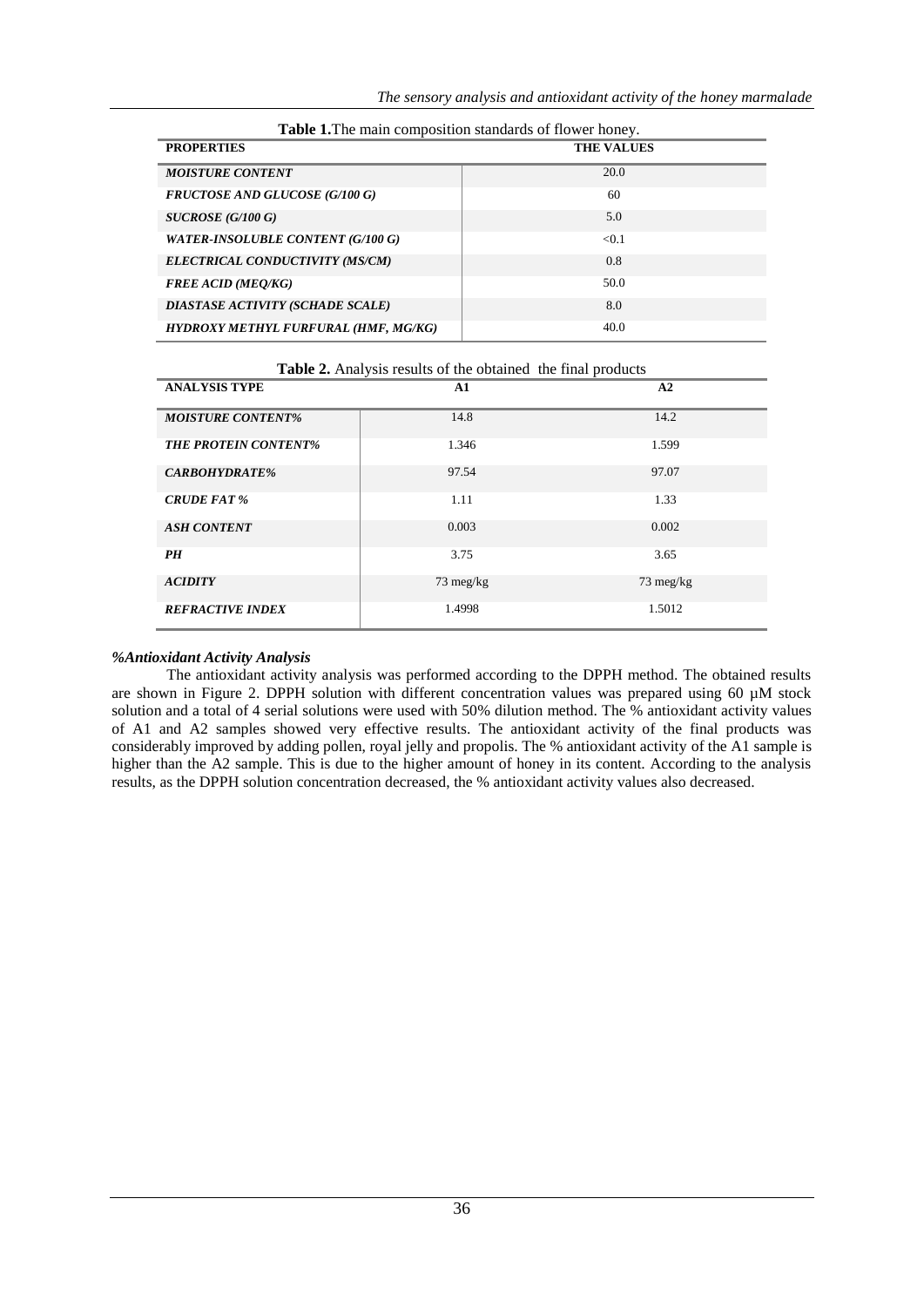**Table 1.** The main composition standards of flower honey.

| PROPERTIES | THE VALUES |
|---|---|
| *MOISTURE CONTENT* | 20.0 |
| *FRUCTOSE AND GLUCOSE (G/100 G)* | 60 |
| *SUCROSE (G/100 G)* | 5.0 |
| *WATER-INSOLUBLE CONTENT (G/100 G)* | <0.1 |
| *ELECTRICAL CONDUCTIVITY (MS/CM)* | 0.8 |
| *FREE ACID (MEQ/KG)* | 50.0 |
| *DIASTASE ACTIVITY (SCHADE SCALE)* | 8.0 |
| *HYDROXY METHYL FURFURAL (HMF, MG/KG)* | 40.0 |

**Table 2.** Analysis results of the obtained the final products

| ANALYSIS TYPE | A1 | A2 |
|---|---|---|
| *MOISTURE CONTENT%* | 14.8 | 14.2 |
| *THE PROTEIN CONTENT%* | 1.346 | 1.599 |
| *CARBOHYDRATE%* | 97.54 | 97.07 |
| *CRUDE FAT %* | 1.11 | 1.33 |
| *ASH CONTENT* | 0.003 | 0.002 |
| *PH* | 3.75 | 3.65 |
| *ACIDITY* | 73 meg/kg | 73 meg/kg |
| *REFRACTIVE INDEX* | 1.4998 | 1.5012 |

### *%Antioxidant Activity Analysis*

The antioxidant activity analysis was performed according to the DPPH method. The obtained results are shown in Figure 2. DPPH solution with different concentration values was prepared using 60 µM stock solution and a total of 4 serial solutions were used with 50% dilution method. The % antioxidant activity values of A1 and A2 samples showed very effective results. The antioxidant activity of the final products was considerably improved by adding pollen, royal jelly and propolis. The % antioxidant activity of the A1 sample is higher than the A2 sample. This is due to the higher amount of honey in its content. According to the analysis results, as the DPPH solution concentration decreased, the % antioxidant activity values also decreased.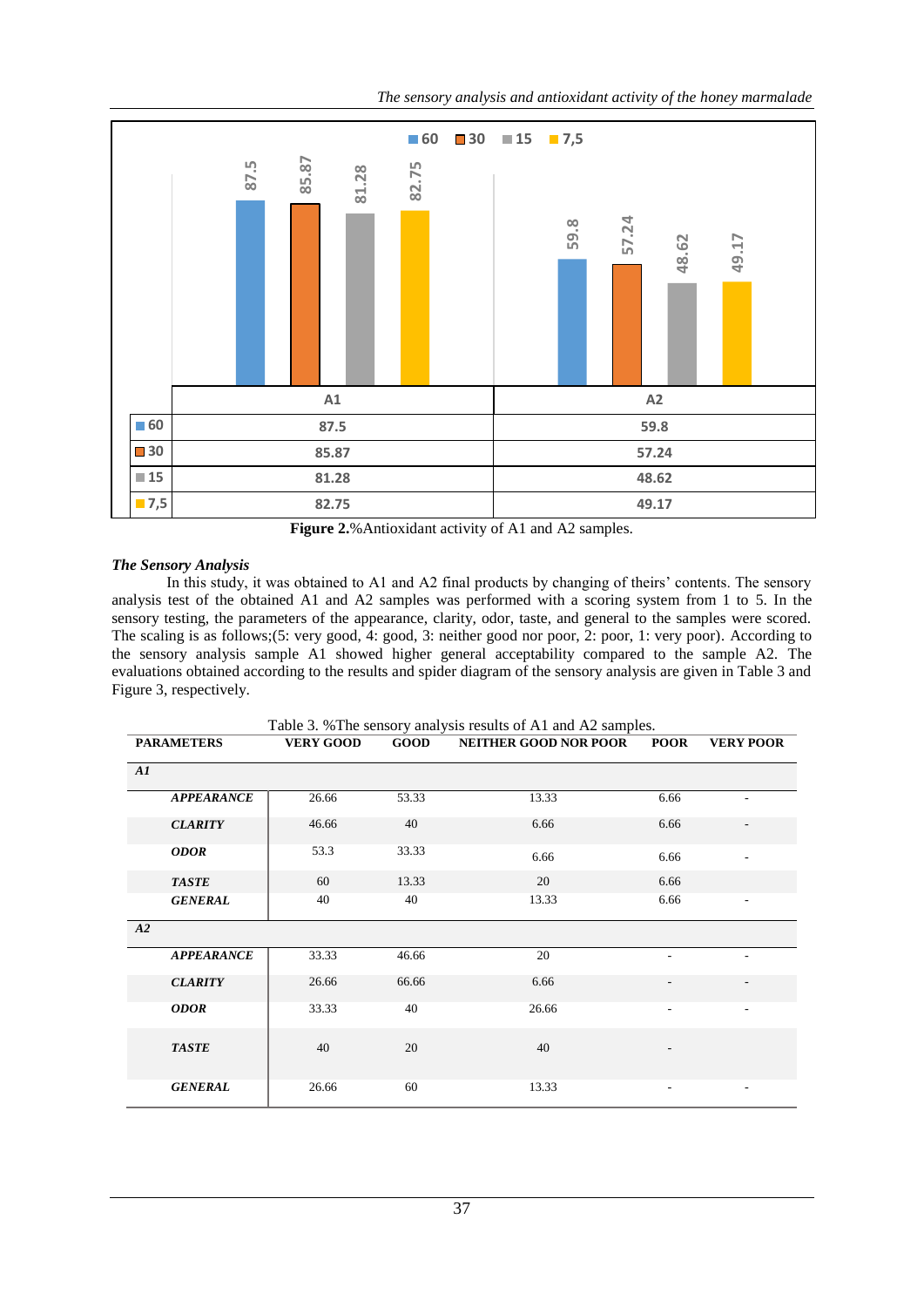| | A1 | A2 |
|---|---|---|
| 60 | 87.5 | 59.8 |
| 30 | 85.87 | 57.24 |
| 15 | 81.28 | 48.62 |
| 7,5 | 82.75 | 49.17 |

**Figure 2.**%Antioxidant activity of A1 and A2 samples.

### *The Sensory Analysis*

In this study, it was obtained to A1 and A2 final products by changing of theirs' contents. The sensory analysis test of the obtained A1 and A2 samples was performed with a scoring system from 1 to 5. In the sensory testing, the parameters of the appearance, clarity, odor, taste, and general to the samples were scored. The scaling is as follows;(5: very good, 4: good, 3: neither good nor poor, 2: poor, 1: very poor). According to the sensory analysis sample A1 showed higher general acceptability compared to the sample A2. The evaluations obtained according to the results and spider diagram of the sensory analysis are given in Table 3 and Figure 3, respectively.

Table 3. %The sensory analysis results of A1 and A2 samples.

| PARAMETERS | VERY GOOD | GOOD | NEITHER GOOD NOR POOR | POOR | VERY POOR |
|---|---|---|---|---|---|
| ***A1*** | | | | | |
| ***APPEARANCE*** | 26.66 | 53.33 | 13.33 | 6.66 | - |
| ***CLARITY*** | 46.66 | 40 | 6.66 | 6.66 | - |
| ***ODOR*** | 53.3 | 33.33 | 6.66 | 6.66 | - |
| ***TASTE*** | 60 | 13.33 | 20 | 6.66 | |
| ***GENERAL*** | 40 | 40 | 13.33 | 6.66 | - |
| ***A2*** | | | | | |
| ***APPEARANCE*** | 33.33 | 46.66 | 20 | - | - |
| ***CLARITY*** | 26.66 | 66.66 | 6.66 | - | - |
| ***ODOR*** | 33.33 | 40 | 26.66 | - | - |
| ***TASTE*** | 40 | 20 | 40 | - | |
| ***GENERAL*** | 26.66 | 60 | 13.33 | - | - |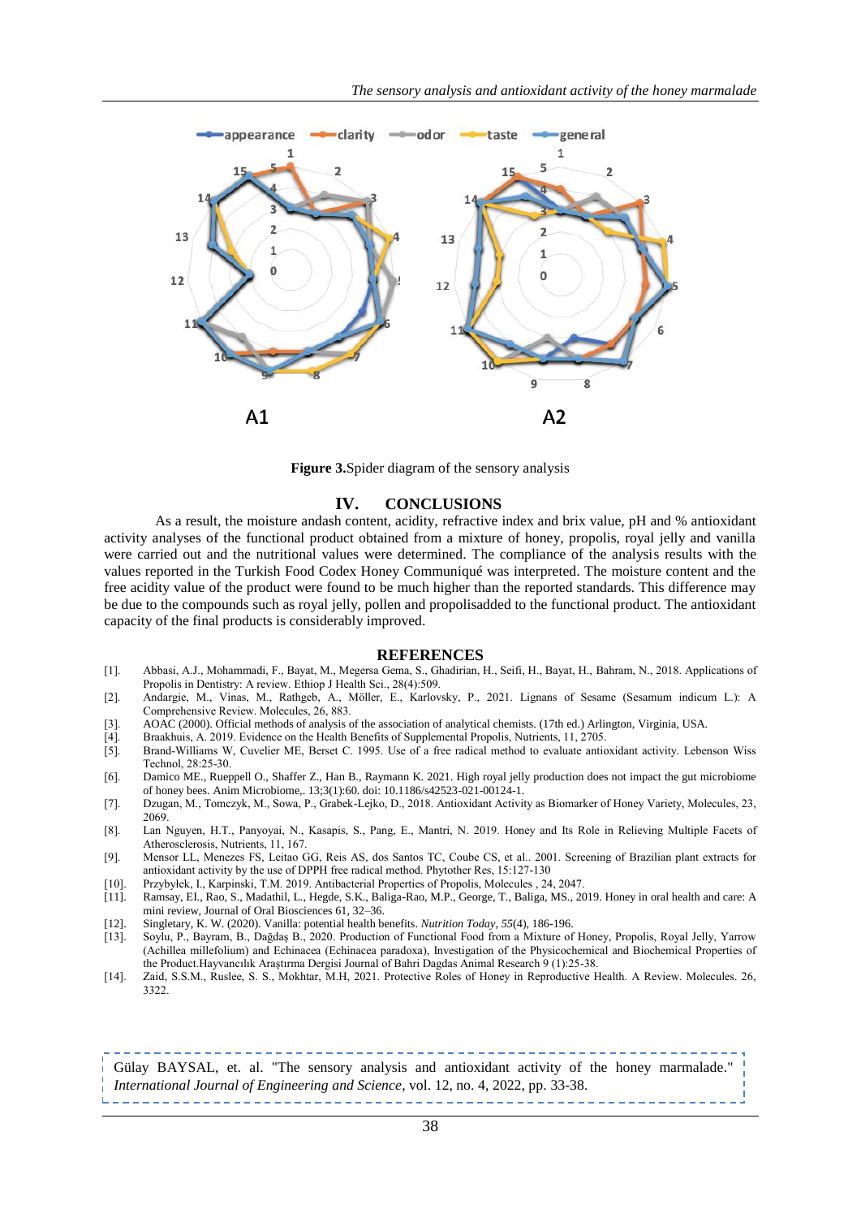appearance clarity odor taste general

A1

A2

**Figure 3.**Spider diagram of the sensory analysis

## IV. CONCLUSIONS

As a result, the moisture andash content, acidity, refractive index and brix value, pH and % antioxidant activity analyses of the functional product obtained from a mixture of honey, propolis, royal jelly and vanilla were carried out and the nutritional values were determined. The compliance of the analysis results with the values reported in the Turkish Food Codex Honey Communiqué was interpreted. The moisture content and the free acidity value of the product were found to be much higher than the reported standards. This difference may be due to the compounds such as royal jelly, pollen and propolisadded to the functional product. The antioxidant capacity of the final products is considerably improved.

## REFERENCES

[1]. Abbasi, A.J., Mohammadi, F., Bayat, M., Megersa Gema, S., Ghadirian, H., Seifi, H., Bayat, H., Bahram, N., 2018. Applications of Propolis in Dentistry: A review. Ethiop J Health Sci., 28(4):509.

[2]. Andargie, M., Vinas, M., Rathgeb, A., Möller, E., Karlovsky, P., 2021. Lignans of Sesame (Sesamum indicum L.): A Comprehensive Review. Molecules, 26, 883.

[3]. AOAC (2000). Official methods of analysis of the association of analytical chemists. (17th ed.) Arlington, Virginia, USA.

[4]. Braakhuis, A. 2019. Evidence on the Health Benefits of Supplemental Propolis, Nutrients, 11, 2705.

[5]. Brand-Williams W, Cuvelier ME, Berset C. 1995. Use of a free radical method to evaluate antioxidant activity. Lebenson Wiss Technol, 28:25-30.

[6]. Damico ME., Rueppell O., Shaffer Z., Han B., Raymann K. 2021. High royal jelly production does not impact the gut microbiome of honey bees. Anim Microbiome,. 13;3(1):60. doi: 10.1186/s42523-021-00124-1.

[7]. Dzugan, M., Tomczyk, M., Sowa, P., Grabek-Lejko, D., 2018. Antioxidant Activity as Biomarker of Honey Variety, Molecules, 23, 2069.

[8]. Lan Nguyen, H.T., Panyoyai, N., Kasapis, S., Pang, E., Mantri, N. 2019. Honey and Its Role in Relieving Multiple Facets of Atherosclerosis, Nutrients, 11, 167.

[9]. Mensor LL, Menezes FS, Leitao GG, Reis AS, dos Santos TC, Coube CS, et al.. 2001. Screening of Brazilian plant extracts for antioxidant activity by the use of DPPH free radical method. Phytother Res, 15:127-130

[10]. Przybyłek, I., Karpinski, T.M. 2019. Antibacterial Properties of Propolis, Molecules , 24, 2047.

[11]. Ramsay, EI., Rao, S., Madathil, L., Hegde, S.K., Baliga-Rao, M.P., George, T., Baliga, MS., 2019. Honey in oral health and care: A mini review, Journal of Oral Biosciences 61, 32–36.

[12]. Singletary, K. W. (2020). Vanilla: potential health benefits. *Nutrition Today*, *55*(4), 186-196.

[13]. Soylu, P., Bayram, B., Dağdaş B., 2020. Production of Functional Food from a Mixture of Honey, Propolis, Royal Jelly, Yarrow (Achillea millefolium) and Echinacea (Echinacea paradoxa), Investigation of the Physicochemical and Biochemical Properties of the Product.Hayvancılık Araştırma Dergisi Journal of Bahri Dagdas Animal Research 9 (1):25-38.

[14]. Zaid, S.S.M., Ruslee, S. S., Mokhtar, M.H, 2021. Protective Roles of Honey in Reproductive Health. A Review. Molecules. 26, 3322.

Gülay BAYSAL, et. al. "The sensory analysis and antioxidant activity of the honey marmalade." *International Journal of Engineering and Science*, vol. 12, no. 4, 2022, pp. 33-38.